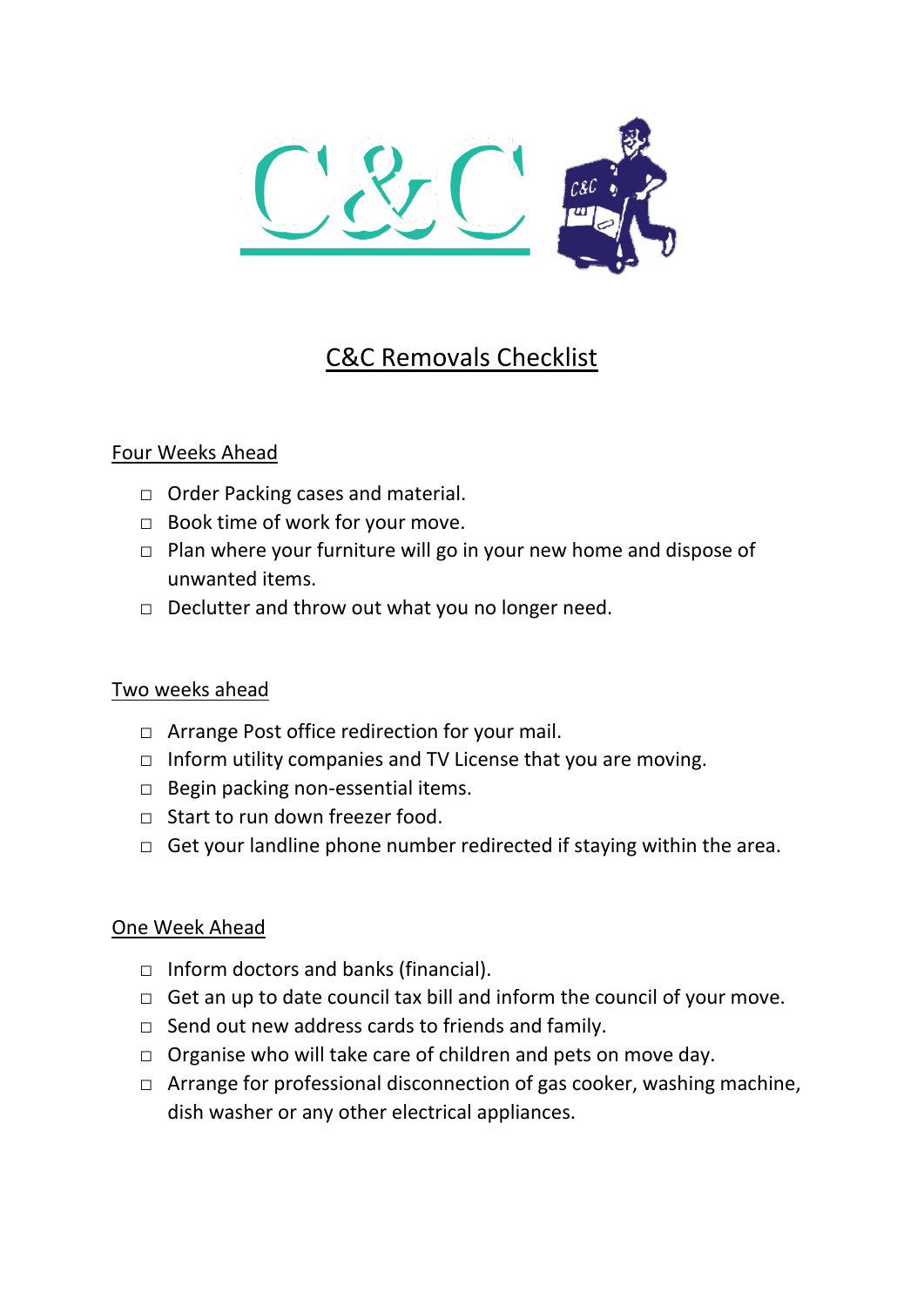# C&C Removals Checklist

## Four Weeks Ahead

- ☐ Order Packing cases and material.
- ☐ Book time of work for your move.
- ☐ Plan where your furniture will go in your new home and dispose of unwanted items.
- ☐ Declutter and throw out what you no longer need.

## Two weeks ahead

- ☐ Arrange Post office redirection for your mail.
- ☐ Inform utility companies and TV License that you are moving.
- ☐ Begin packing non-essential items.
- ☐ Start to run down freezer food.
- ☐ Get your landline phone number redirected if staying within the area.

## One Week Ahead

- ☐ Inform doctors and banks (financial).
- ☐ Get an up to date council tax bill and inform the council of your move.
- ☐ Send out new address cards to friends and family.
- ☐ Organise who will take care of children and pets on move day.
- ☐ Arrange for professional disconnection of gas cooker, washing machine, dish washer or any other electrical appliances.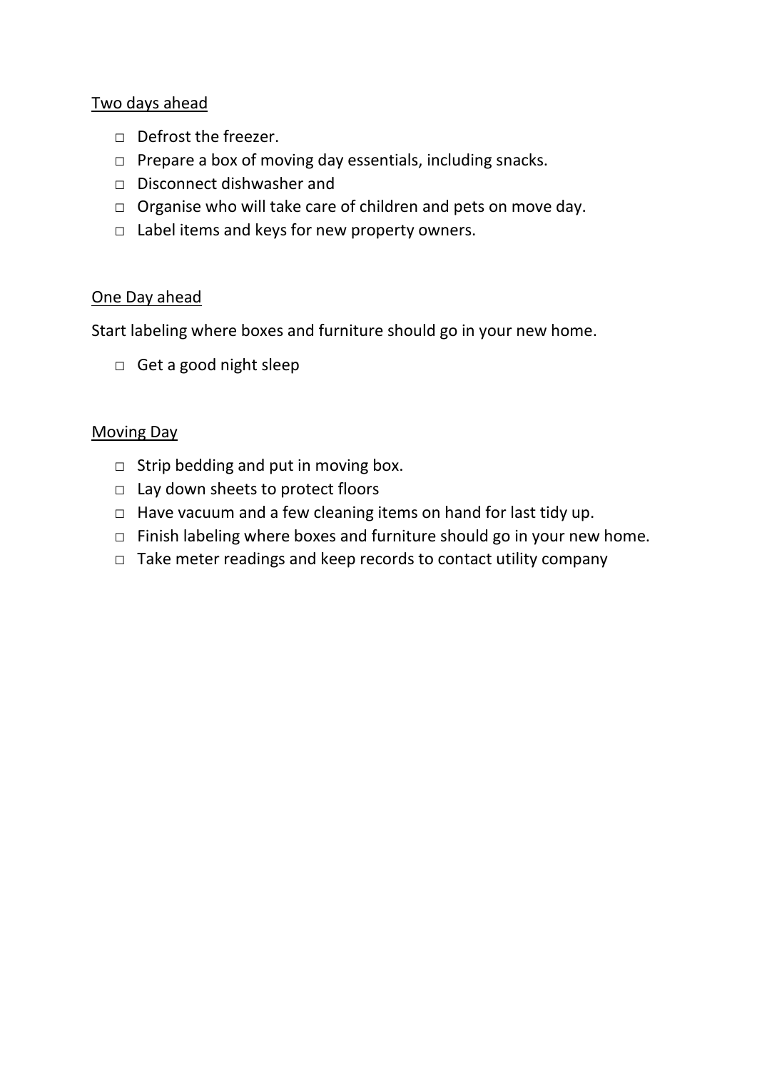Two days ahead

- □ Defrost the freezer.
- □ Prepare a box of moving day essentials, including snacks.
- □ Disconnect dishwasher and
- □ Organise who will take care of children and pets on move day.
- □ Label items and keys for new property owners.

One Day ahead

Start labeling where boxes and furniture should go in your new home.

- □ Get a good night sleep

Moving Day

- □ Strip bedding and put in moving box.
- □ Lay down sheets to protect floors
- □ Have vacuum and a few cleaning items on hand for last tidy up.
- □ Finish labeling where boxes and furniture should go in your new home.
- □ Take meter readings and keep records to contact utility company